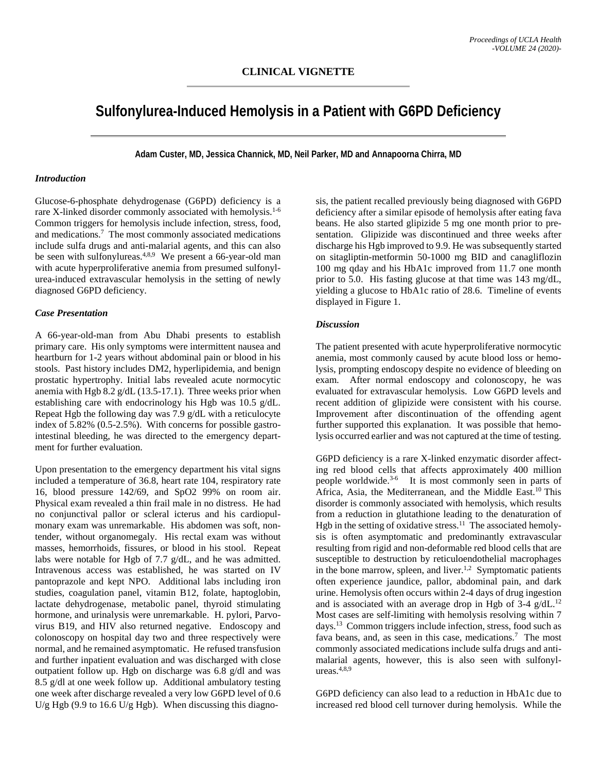**CLINICAL VIGNETTE**

# Sulfonylurea-Induced Hemolysis in a Patient with G6PD Deficiency

**Adam Custer, MD, Jessica Channick, MD, Neil Parker, MD and Annapoorna Chirra, MD**

### *Introduction*

Glucose-6-phosphate dehydrogenase (G6PD) deficiency is a rare X-linked disorder commonly associated with hemolysis.[1-6] Common triggers for hemolysis include infection, stress, food, and medications.[7] The most commonly associated medications include sulfa drugs and anti-malarial agents, and this can also be seen with sulfonylureas.[4,8,9] We present a 66-year-old man with acute hyperproliferative anemia from presumed sulfonylurea-induced extravascular hemolysis in the setting of newly diagnosed G6PD deficiency.

### *Case Presentation*

A 66-year-old-man from Abu Dhabi presents to establish primary care. His only symptoms were intermittent nausea and heartburn for 1-2 years without abdominal pain or blood in his stools. Past history includes DM2, hyperlipidemia, and benign prostatic hypertrophy. Initial labs revealed acute normocytic anemia with Hgb 8.2 g/dL (13.5-17.1). Three weeks prior when establishing care with endocrinology his Hgb was 10.5 g/dL. Repeat Hgb the following day was 7.9 g/dL with a reticulocyte index of 5.82% (0.5-2.5%). With concerns for possible gastrointestinal bleeding, he was directed to the emergency department for further evaluation.

Upon presentation to the emergency department his vital signs included a temperature of 36.8, heart rate 104, respiratory rate 16, blood pressure 142/69, and SpO2 99% on room air. Physical exam revealed a thin frail male in no distress. He had no conjunctival pallor or scleral icterus and his cardiopulmonary exam was unremarkable. His abdomen was soft, nontender, without organomegaly. His rectal exam was without masses, hemorrhoids, fissures, or blood in his stool. Repeat labs were notable for Hgb of 7.7 g/dL, and he was admitted. Intravenous access was established, he was started on IV pantoprazole and kept NPO. Additional labs including iron studies, coagulation panel, vitamin B12, folate, haptoglobin, lactate dehydrogenase, metabolic panel, thyroid stimulating hormone, and urinalysis were unremarkable. H. pylori, Parvovirus B19, and HIV also returned negative. Endoscopy and colonoscopy on hospital day two and three respectively were normal, and he remained asymptomatic. He refused transfusion and further inpatient evaluation and was discharged with close outpatient follow up. Hgb on discharge was 6.8 g/dl and was 8.5 g/dl at one week follow up. Additional ambulatory testing one week after discharge revealed a very low G6PD level of 0.6 U/g Hgb (9.9 to 16.6 U/g Hgb). When discussing this diagnosis, the patient recalled previously being diagnosed with G6PD deficiency after a similar episode of hemolysis after eating fava beans. He also started glipizide 5 mg one month prior to presentation. Glipizide was discontinued and three weeks after discharge his Hgb improved to 9.9. He was subsequently started on sitagliptin-metformin 50-1000 mg BID and canagliflozin 100 mg qday and his HbA1c improved from 11.7 one month prior to 5.0. His fasting glucose at that time was 143 mg/dL, yielding a glucose to HbA1c ratio of 28.6. Timeline of events displayed in Figure 1.

### *Discussion*

The patient presented with acute hyperproliferative normocytic anemia, most commonly caused by acute blood loss or hemolysis, prompting endoscopy despite no evidence of bleeding on exam. After normal endoscopy and colonoscopy, he was evaluated for extravascular hemolysis. Low G6PD levels and recent addition of glipizide were consistent with his course. Improvement after discontinuation of the offending agent further supported this explanation. It was possible that hemolysis occurred earlier and was not captured at the time of testing.

G6PD deficiency is a rare X-linked enzymatic disorder affecting red blood cells that affects approximately 400 million people worldwide.[3-6] It is most commonly seen in parts of Africa, Asia, the Mediterranean, and the Middle East.[10] This disorder is commonly associated with hemolysis, which results from a reduction in glutathione leading to the denaturation of Hgb in the setting of oxidative stress.[11] The associated hemolysis is often asymptomatic and predominantly extravascular resulting from rigid and non-deformable red blood cells that are susceptible to destruction by reticuloendothelial macrophages in the bone marrow, spleen, and liver.[1,2] Symptomatic patients often experience jaundice, pallor, abdominal pain, and dark urine. Hemolysis often occurs within 2-4 days of drug ingestion and is associated with an average drop in Hgb of 3-4 g/dL.[12] Most cases are self-limiting with hemolysis resolving within 7 days.[13] Common triggers include infection, stress, food such as fava beans, and, as seen in this case, medications.[7] The most commonly associated medications include sulfa drugs and anti-malarial agents, however, this is also seen with sulfonylureas.[4,8,9]

G6PD deficiency can also lead to a reduction in HbA1c due to increased red blood cell turnover during hemolysis. While the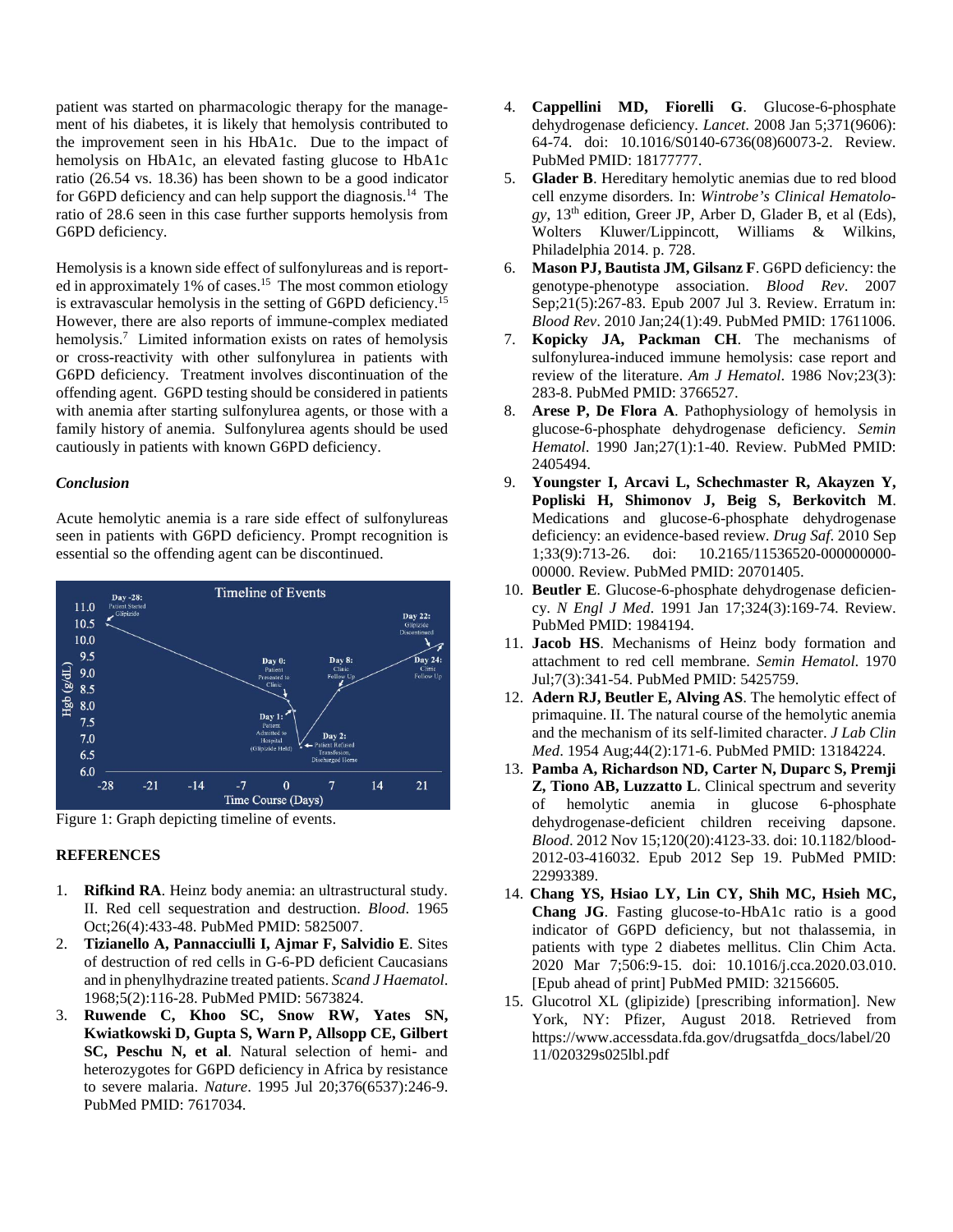patient was started on pharmacologic therapy for the management of his diabetes, it is likely that hemolysis contributed to the improvement seen in his HbA1c. Due to the impact of hemolysis on HbA1c, an elevated fasting glucose to HbA1c ratio (26.54 vs. 18.36) has been shown to be a good indicator for G6PD deficiency and can help support the diagnosis.[14] The ratio of 28.6 seen in this case further supports hemolysis from G6PD deficiency.

Hemolysis is a known side effect of sulfonylureas and is reported in approximately 1% of cases.[15] The most common etiology is extravascular hemolysis in the setting of G6PD deficiency.[15] However, there are also reports of immune-complex mediated hemolysis.[7] Limited information exists on rates of hemolysis or cross-reactivity with other sulfonylurea in patients with G6PD deficiency. Treatment involves discontinuation of the offending agent. G6PD testing should be considered in patients with anemia after starting sulfonylurea agents, or those with a family history of anemia. Sulfonylurea agents should be used cautiously in patients with known G6PD deficiency.

### *Conclusion*

Acute hemolytic anemia is a rare side effect of sulfonylureas seen in patients with G6PD deficiency. Prompt recognition is essential so the offending agent can be discontinued.

Timeline of Events

Hgb (g/dL)

11.0
10.5
10.0
9.5
9.0
8.5
8.0
7.5
7.0
6.5
6.0

-28 -21 -14 -7 0 7 14 21

Time Course (Days)

Day -28: Patient Started Glipizide

Day 0: Patient Presented to Clinic

Day 1: Patient Admitted to Hospital (Glipizide Held)

Day 2: Patient Refused Transfusion, Discharged Home

Day 8: Clinic Follow Up

Day 22: Glipizide Discontinued

Day 24: Clinic Follow Up

Figure 1: Graph depicting timeline of events.

## REFERENCES

1. **Rifkind RA**. Heinz body anemia: an ultrastructural study. II. Red cell sequestration and destruction. *Blood*. 1965 Oct;26(4):433-48. PubMed PMID: 5825007.
2. **Tizianello A, Pannacciulli I, Ajmar F, Salvidio E**. Sites of destruction of red cells in G-6-PD deficient Caucasians and in phenylhydrazine treated patients. *Scand J Haematol*. 1968;5(2):116-28. PubMed PMID: 5673824.
3. **Ruwende C, Khoo SC, Snow RW, Yates SN, Kwiatkowski D, Gupta S, Warn P, Allsopp CE, Gilbert SC, Peschu N, et al**. Natural selection of hemi- and heterozygotes for G6PD deficiency in Africa by resistance to severe malaria. *Nature*. 1995 Jul 20;376(6537):246-9. PubMed PMID: 7617034.
4. **Cappellini MD, Fiorelli G**. Glucose-6-phosphate dehydrogenase deficiency. *Lancet*. 2008 Jan 5;371(9606): 64-74. doi: 10.1016/S0140-6736(08)60073-2. Review. PubMed PMID: 18177777.
5. **Glader B**. Hereditary hemolytic anemias due to red blood cell enzyme disorders. In: *Wintrobe's Clinical Hematology*, 13th edition, Greer JP, Arber D, Glader B, et al (Eds), Wolters Kluwer/Lippincott, Williams & Wilkins, Philadelphia 2014. p. 728.
6. **Mason PJ, Bautista JM, Gilsanz F**. G6PD deficiency: the genotype-phenotype association. *Blood Rev*. 2007 Sep;21(5):267-83. Epub 2007 Jul 3. Review. Erratum in: *Blood Rev*. 2010 Jan;24(1):49. PubMed PMID: 17611006.
7. **Kopicky JA, Packman CH**. The mechanisms of sulfonylurea-induced immune hemolysis: case report and review of the literature. *Am J Hematol*. 1986 Nov;23(3): 283-8. PubMed PMID: 3766527.
8. **Arese P, De Flora A**. Pathophysiology of hemolysis in glucose-6-phosphate dehydrogenase deficiency. *Semin Hematol*. 1990 Jan;27(1):1-40. Review. PubMed PMID: 2405494.
9. **Youngster I, Arcavi L, Schechmaster R, Akayzen Y, Popliski H, Shimonov J, Beig S, Berkovitch M**. Medications and glucose-6-phosphate dehydrogenase deficiency: an evidence-based review. *Drug Saf*. 2010 Sep 1;33(9):713-26. doi: 10.2165/11536520-000000000-00000. Review. PubMed PMID: 20701405.
10. **Beutler E**. Glucose-6-phosphate dehydrogenase deficiency. *N Engl J Med*. 1991 Jan 17;324(3):169-74. Review. PubMed PMID: 1984194.
11. **Jacob HS**. Mechanisms of Heinz body formation and attachment to red cell membrane. *Semin Hematol*. 1970 Jul;7(3):341-54. PubMed PMID: 5425759.
12. **Adern RJ, Beutler E, Alving AS**. The hemolytic effect of primaquine. II. The natural course of the hemolytic anemia and the mechanism of its self-limited character. *J Lab Clin Med*. 1954 Aug;44(2):171-6. PubMed PMID: 13184224.
13. **Pamba A, Richardson ND, Carter N, Duparc S, Premji Z, Tiono AB, Luzzatto L**. Clinical spectrum and severity of hemolytic anemia in glucose 6-phosphate dehydrogenase-deficient children receiving dapsone. *Blood*. 2012 Nov 15;120(20):4123-33. doi: 10.1182/blood-2012-03-416032. Epub 2012 Sep 19. PubMed PMID: 22993389.
14. **Chang YS, Hsiao LY, Lin CY, Shih MC, Hsieh MC, Chang JG**. Fasting glucose-to-HbA1c ratio is a good indicator of G6PD deficiency, but not thalassemia, in patients with type 2 diabetes mellitus. Clin Chim Acta. 2020 Mar 7;506:9-15. doi: 10.1016/j.cca.2020.03.010. [Epub ahead of print] PubMed PMID: 32156605.
15. Glucotrol XL (glipizide) [prescribing information]. New York, NY: Pfizer, August 2018. Retrieved from https://www.accessdata.fda.gov/drugsatfda_docs/label/2011/020329s025lbl.pdf